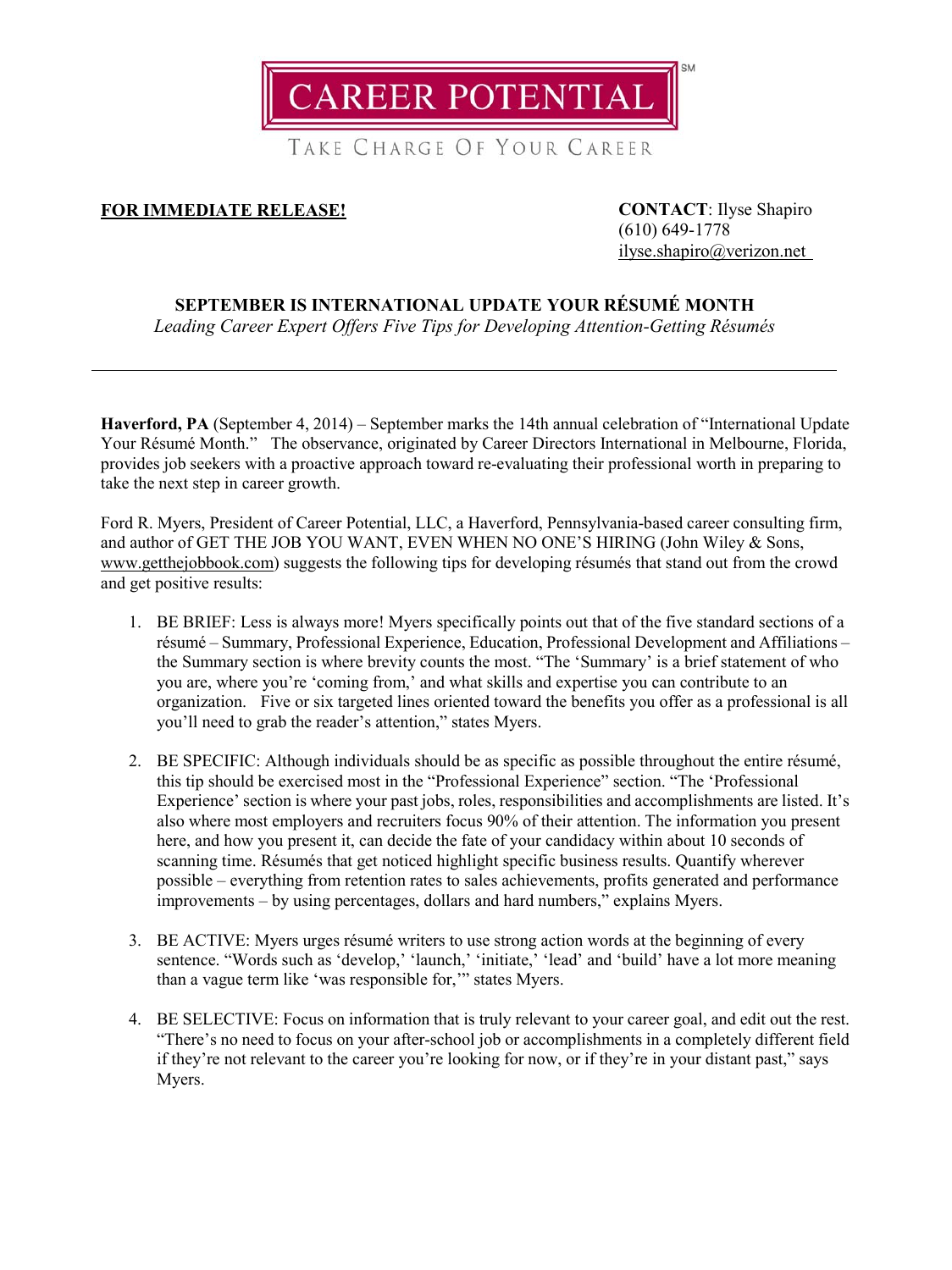CAREER POTENTIAL[SM]

TAKE CHARGE OF YOUR CAREER

**FOR IMMEDIATE RELEASE!**

**CONTACT**: Ilyse Shapiro
(610) 649-1778
ilyse.shapiro@verizon.net

## SEPTEMBER IS INTERNATIONAL UPDATE YOUR RÉSUMÉ MONTH

*Leading Career Expert Offers Five Tips for Developing Attention-Getting Résumés*

---

**Haverford, PA** (September 4, 2014) – September marks the 14th annual celebration of "International Update Your Résumé Month." The observance, originated by Career Directors International in Melbourne, Florida, provides job seekers with a proactive approach toward re-evaluating their professional worth in preparing to take the next step in career growth.

Ford R. Myers, President of Career Potential, LLC, a Haverford, Pennsylvania-based career consulting firm, and author of GET THE JOB YOU WANT, EVEN WHEN NO ONE'S HIRING (John Wiley & Sons, www.getthejobbook.com) suggests the following tips for developing résumés that stand out from the crowd and get positive results:

1. BE BRIEF: Less is always more! Myers specifically points out that of the five standard sections of a résumé – Summary, Professional Experience, Education, Professional Development and Affiliations – the Summary section is where brevity counts the most. "The 'Summary' is a brief statement of who you are, where you're 'coming from,' and what skills and expertise you can contribute to an organization. Five or six targeted lines oriented toward the benefits you offer as a professional is all you'll need to grab the reader's attention," states Myers.

2. BE SPECIFIC: Although individuals should be as specific as possible throughout the entire résumé, this tip should be exercised most in the "Professional Experience" section. "The 'Professional Experience' section is where your past jobs, roles, responsibilities and accomplishments are listed. It's also where most employers and recruiters focus 90% of their attention. The information you present here, and how you present it, can decide the fate of your candidacy within about 10 seconds of scanning time. Résumés that get noticed highlight specific business results. Quantify wherever possible – everything from retention rates to sales achievements, profits generated and performance improvements – by using percentages, dollars and hard numbers," explains Myers.

3. BE ACTIVE: Myers urges résumé writers to use strong action words at the beginning of every sentence. "Words such as 'develop,' 'launch,' 'initiate,' 'lead' and 'build' have a lot more meaning than a vague term like 'was responsible for,'" states Myers.

4. BE SELECTIVE: Focus on information that is truly relevant to your career goal, and edit out the rest. "There's no need to focus on your after-school job or accomplishments in a completely different field if they're not relevant to the career you're looking for now, or if they're in your distant past," says Myers.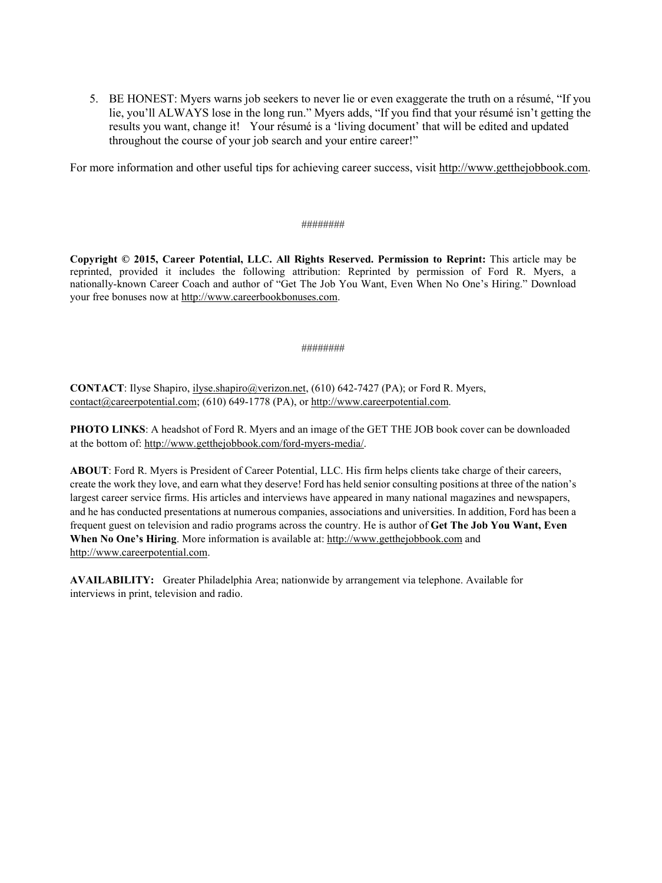5. BE HONEST: Myers warns job seekers to never lie or even exaggerate the truth on a résumé, "If you lie, you'll ALWAYS lose in the long run." Myers adds, "If you find that your résumé isn't getting the results you want, change it! Your résumé is a 'living document' that will be edited and updated throughout the course of your job search and your entire career!"

For more information and other useful tips for achieving career success, visit http://www.getthejobbook.com.

########

**Copyright © 2015, Career Potential, LLC. All Rights Reserved. Permission to Reprint:** This article may be reprinted, provided it includes the following attribution: Reprinted by permission of Ford R. Myers, a nationally-known Career Coach and author of "Get The Job You Want, Even When No One's Hiring." Download your free bonuses now at http://www.careerbookbonuses.com.

########

**CONTACT**: Ilyse Shapiro, ilyse.shapiro@verizon.net, (610) 642-7427 (PA); or Ford R. Myers, contact@careerpotential.com; (610) 649-1778 (PA), or http://www.careerpotential.com.

**PHOTO LINKS**: A headshot of Ford R. Myers and an image of the GET THE JOB book cover can be downloaded at the bottom of: http://www.getthejobbook.com/ford-myers-media/.

**ABOUT**: Ford R. Myers is President of Career Potential, LLC. His firm helps clients take charge of their careers, create the work they love, and earn what they deserve! Ford has held senior consulting positions at three of the nation's largest career service firms. His articles and interviews have appeared in many national magazines and newspapers, and he has conducted presentations at numerous companies, associations and universities. In addition, Ford has been a frequent guest on television and radio programs across the country. He is author of **Get The Job You Want, Even When No One's Hiring**. More information is available at: http://www.getthejobbook.com and http://www.careerpotential.com.

**AVAILABILITY:** Greater Philadelphia Area; nationwide by arrangement via telephone. Available for interviews in print, television and radio.